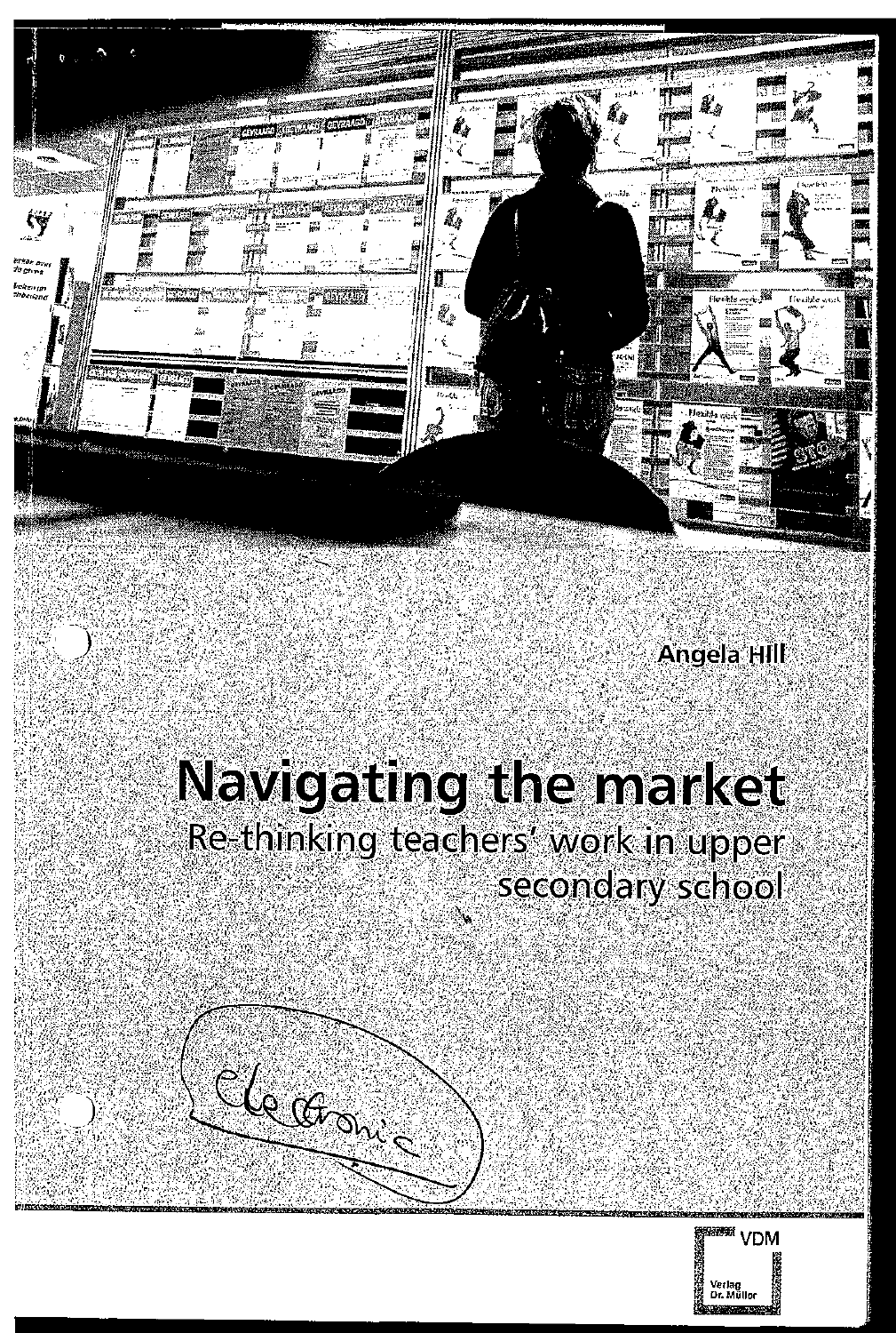Angela Hill

# Navigating the market

## Re-thinking teachers' work in upper secondary school

electronic

VDM

Verlag Dr. Müller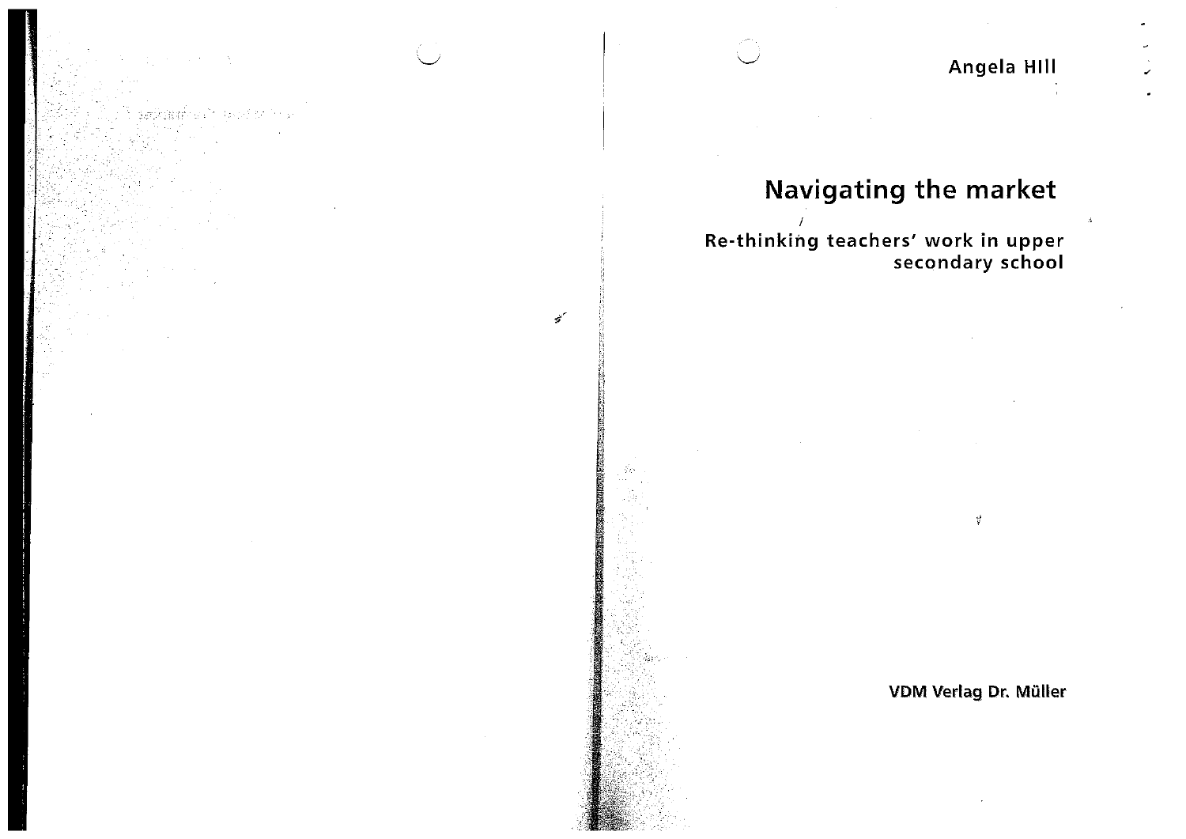Angela Hill

# Navigating the market

## Re-thinking teachers' work in upper secondary school

VDM Verlag Dr. Müller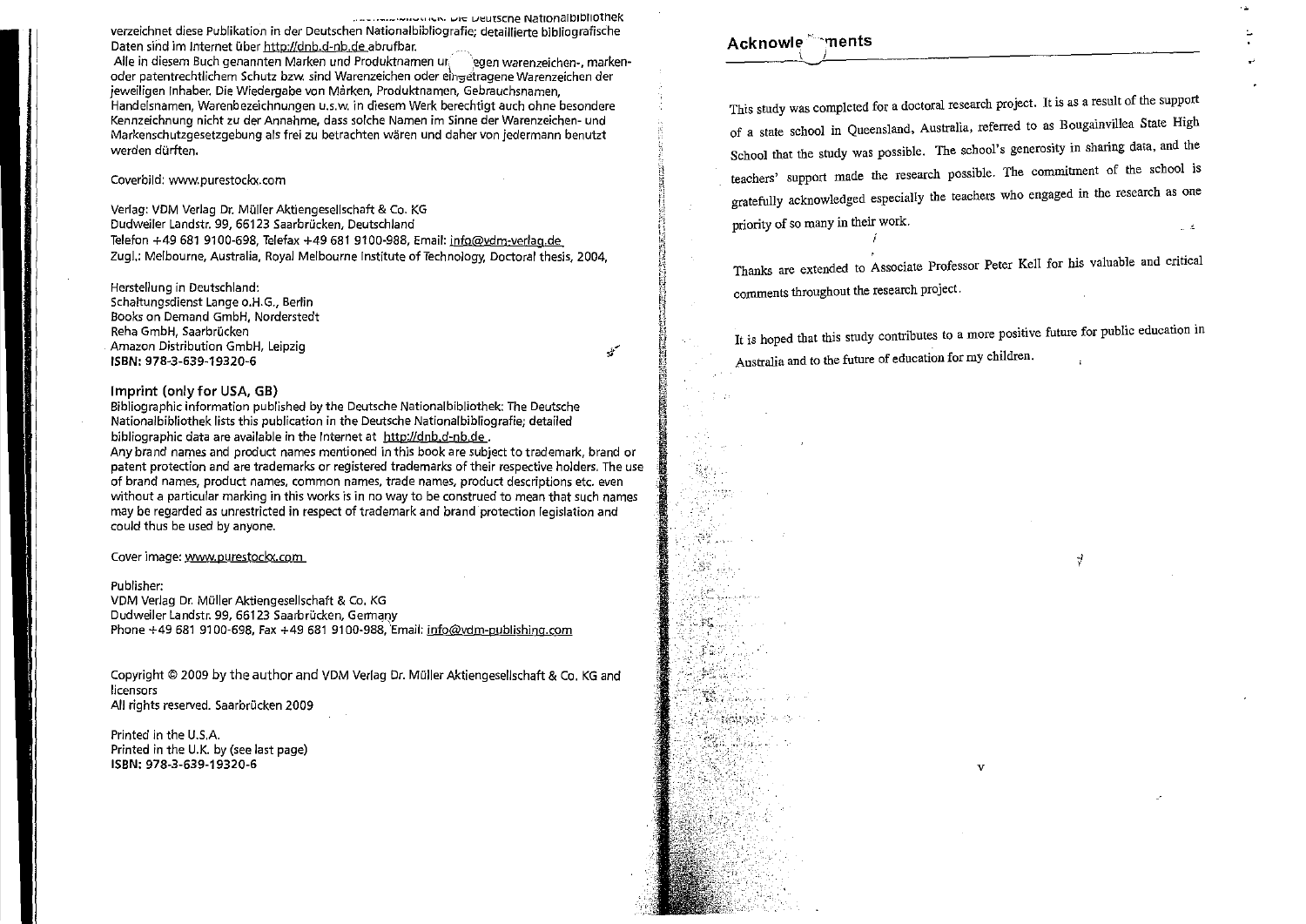Bibliografische Information der Deutschen Nationalbibliothek: Die Deutsche Nationalbibliothek verzeichnet diese Publikation in der Deutschen Nationalbibliografie; detaillierte bibliografische Daten sind im Internet über http://dnb.d-nb.de abrufbar.

Alle in diesem Buch genannten Marken und Produktnamen unterliegen warenzeichen-, marken- oder patentrechtlichem Schutz bzw. sind Warenzeichen oder eingetragene Warenzeichen der jeweiligen Inhaber. Die Wiedergabe von Marken, Produktnamen, Gebrauchsnamen, Handelsnamen, Warenbezeichnungen u.s.w. in diesem Werk berechtigt auch ohne besondere Kennzeichnung nicht zu der Annahme, dass solche Namen im Sinne der Warenzeichen- und Markenschutzgesetzgebung als frei zu betrachten wären und daher von jedermann benutzt werden dürften.

Coverbild: www.purestockx.com

Verlag: VDM Verlag Dr. Müller Aktiengesellschaft & Co. KG
Dudweiler Landstr. 99, 66123 Saarbrücken, Deutschland
Telefon +49 681 9100-698, Telefax +49 681 9100-988, Email: info@vdm-verlag.de
Zugl.: Melbourne, Australia, Royal Melbourne Institute of Technology, Doctoral thesis, 2004,

Herstellung in Deutschland:
Schaltungsdienst Lange o.H.G., Berlin
Books on Demand GmbH, Norderstedt
Reha GmbH, Saarbrücken
Amazon Distribution GmbH, Leipzig
**ISBN: 978-3-639-19320-6**

## Imprint (only for USA, GB)

Bibliographic information published by the Deutsche Nationalbibliothek: The Deutsche Nationalbibliothek lists this publication in the Deutsche Nationalbibliografie; detailed bibliographic data are available in the Internet at http://dnb.d-nb.de .

Any brand names and product names mentioned in this book are subject to trademark, brand or patent protection and are trademarks or registered trademarks of their respective holders. The use of brand names, product names, common names, trade names, product descriptions etc. even without a particular marking in this works is in no way to be construed to mean that such names may be regarded as unrestricted in respect of trademark and brand protection legislation and could thus be used by anyone.

Cover image: www.purestockx.com

Publisher:
VDM Verlag Dr. Müller Aktiengesellschaft & Co. KG
Dudweiler Landstr. 99, 66123 Saarbrücken, Germany
Phone +49 681 9100-698, Fax +49 681 9100-988, Email: info@vdm-publishing.com

Copyright © 2009 by the author and VDM Verlag Dr. Müller Aktiengesellschaft & Co. KG and licensors
All rights reserved. Saarbrücken 2009

Printed in the U.S.A.
Printed in the U.K. by (see last page)
**ISBN: 978-3-639-19320-6**

## Acknowledgements

This study was completed for a doctoral research project. It is as a result of the support of a state school in Queensland, Australia, referred to as Bougainvillea State High School that the study was possible. The school's generosity in sharing data, and the teachers' support made the research possible. The commitment of the school is gratefully acknowledged especially the teachers who engaged in the research as one priority of so many in their work.

Thanks are extended to Associate Professor Peter Kell for his valuable and critical comments throughout the research project.

It is hoped that this study contributes to a more positive future for public education in Australia and to the future of education for my children.